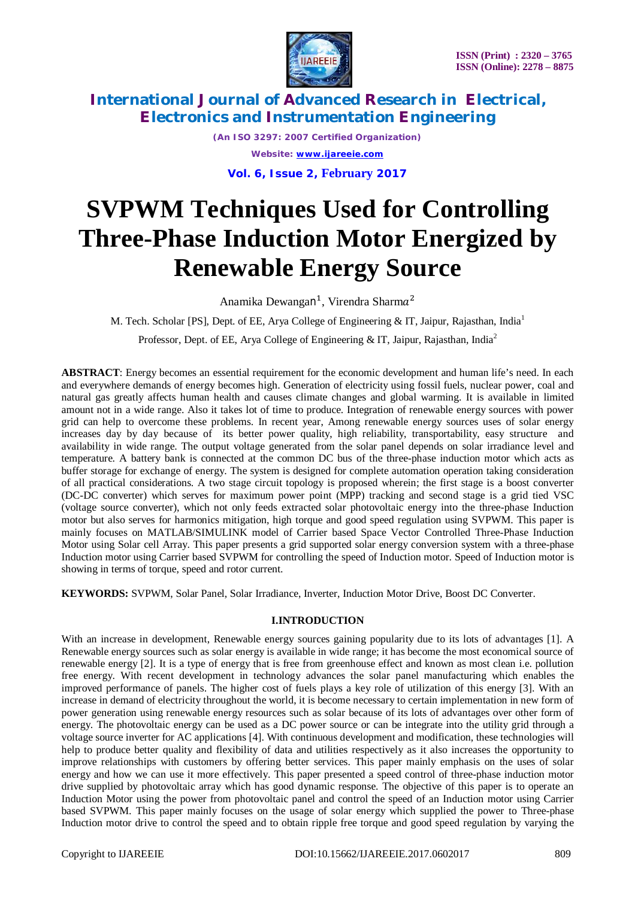# SVPWM Techniques Used for Controlling Three-Phase Induction Motor Energized by Renewable Energy Source

Anamika Dewangan[1], Virendra Sharma[2]

M. Tech. Scholar [PS], Dept. of EE, Arya College of Engineering & IT, Jaipur, Rajasthan, India[1]

Professor, Dept. of EE, Arya College of Engineering & IT, Jaipur, Rajasthan, India[2]

**ABSTRACT**: Energy becomes an essential requirement for the economic development and human life's need. In each and everywhere demands of energy becomes high. Generation of electricity using fossil fuels, nuclear power, coal and natural gas greatly affects human health and causes climate changes and global warming. It is available in limited amount not in a wide range. Also it takes lot of time to produce. Integration of renewable energy sources with power grid can help to overcome these problems. In recent year, Among renewable energy sources uses of solar energy increases day by day because of its better power quality, high reliability, transportability, easy structure and availability in wide range. The output voltage generated from the solar panel depends on solar irradiance level and temperature. A battery bank is connected at the common DC bus of the three-phase induction motor which acts as buffer storage for exchange of energy. The system is designed for complete automation operation taking consideration of all practical considerations. A two stage circuit topology is proposed wherein; the first stage is a boost converter (DC-DC converter) which serves for maximum power point (MPP) tracking and second stage is a grid tied VSC (voltage source converter), which not only feeds extracted solar photovoltaic energy into the three-phase Induction motor but also serves for harmonics mitigation, high torque and good speed regulation using SVPWM. This paper is mainly focuses on MATLAB/SIMULINK model of Carrier based Space Vector Controlled Three-Phase Induction Motor using Solar cell Array. This paper presents a grid supported solar energy conversion system with a three-phase Induction motor using Carrier based SVPWM for controlling the speed of Induction motor. Speed of Induction motor is showing in terms of torque, speed and rotor current.

**KEYWORDS:** SVPWM, Solar Panel, Solar Irradiance, Inverter, Induction Motor Drive, Boost DC Converter.

## I.INTRODUCTION

With an increase in development, Renewable energy sources gaining popularity due to its lots of advantages [1]. A Renewable energy sources such as solar energy is available in wide range; it has become the most economical source of renewable energy [2]. It is a type of energy that is free from greenhouse effect and known as most clean i.e. pollution free energy. With recent development in technology advances the solar panel manufacturing which enables the improved performance of panels. The higher cost of fuels plays a key role of utilization of this energy [3]. With an increase in demand of electricity throughout the world, it is become necessary to certain implementation in new form of power generation using renewable energy resources such as solar because of its lots of advantages over other form of energy. The photovoltaic energy can be used as a DC power source or can be integrate into the utility grid through a voltage source inverter for AC applications [4]. With continuous development and modification, these technologies will help to produce better quality and flexibility of data and utilities respectively as it also increases the opportunity to improve relationships with customers by offering better services. This paper mainly emphasis on the uses of solar energy and how we can use it more effectively. This paper presented a speed control of three-phase induction motor drive supplied by photovoltaic array which has good dynamic response. The objective of this paper is to operate an Induction Motor using the power from photovoltaic panel and control the speed of an Induction motor using Carrier based SVPWM. This paper mainly focuses on the usage of solar energy which supplied the power to Three-phase Induction motor drive to control the speed and to obtain ripple free torque and good speed regulation by varying the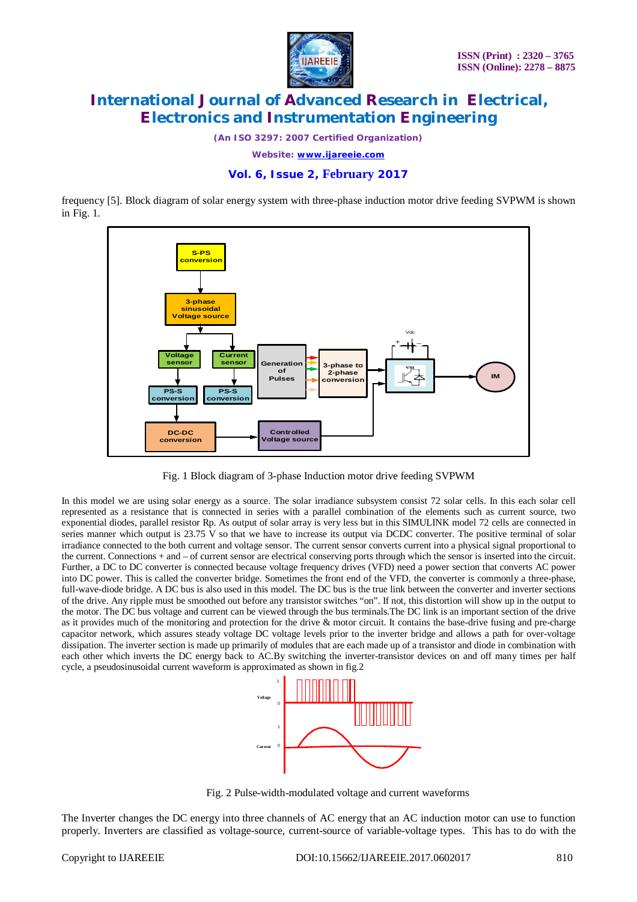frequency [5]. Block diagram of solar energy system with three-phase induction motor drive feeding SVPWM is shown in Fig. 1.

Fig. 1 Block diagram of 3-phase Induction motor drive feeding SVPWM

In this model we are using solar energy as a source. The solar irradiance subsystem consist 72 solar cells. In this each solar cell represented as a resistance that is connected in series with a parallel combination of the elements such as current source, two exponential diodes, parallel resistor Rp. As output of solar array is very less but in this SIMULINK model 72 cells are connected in series manner which output is 23.75 V so that we have to increase its output via DCDC converter. The positive terminal of solar irradiance connected to the both current and voltage sensor. The current sensor converts current into a physical signal proportional to the current. Connections + and – of current sensor are electrical conserving ports through which the sensor is inserted into the circuit. Further, a DC to DC converter is connected because voltage frequency drives (VFD) need a power section that converts AC power into DC power. This is called the converter bridge. Sometimes the front end of the VFD, the converter is commonly a three-phase, full-wave-diode bridge. A DC bus is also used in this model. The DC bus is the true link between the converter and inverter sections of the drive. Any ripple must be smoothed out before any transistor switches "on". If not, this distortion will show up in the output to the motor. The DC bus voltage and current can be viewed through the bus terminals.The DC link is an important section of the drive as it provides much of the monitoring and protection for the drive & motor circuit. It contains the base-drive fusing and pre-charge capacitor network, which assures steady voltage DC voltage levels prior to the inverter bridge and allows a path for over-voltage dissipation. The inverter section is made up primarily of modules that are each made up of a transistor and diode in combination with each other which inverts the DC energy back to AC.By switching the inverter-transistor devices on and off many times per half cycle, a pseudosinusoidal current waveform is approximated as shown in fig.2

Fig. 2 Pulse-width-modulated voltage and current waveforms

The Inverter changes the DC energy into three channels of AC energy that an AC induction motor can use to function properly. Inverters are classified as voltage-source, current-source of variable-voltage types. This has to do with the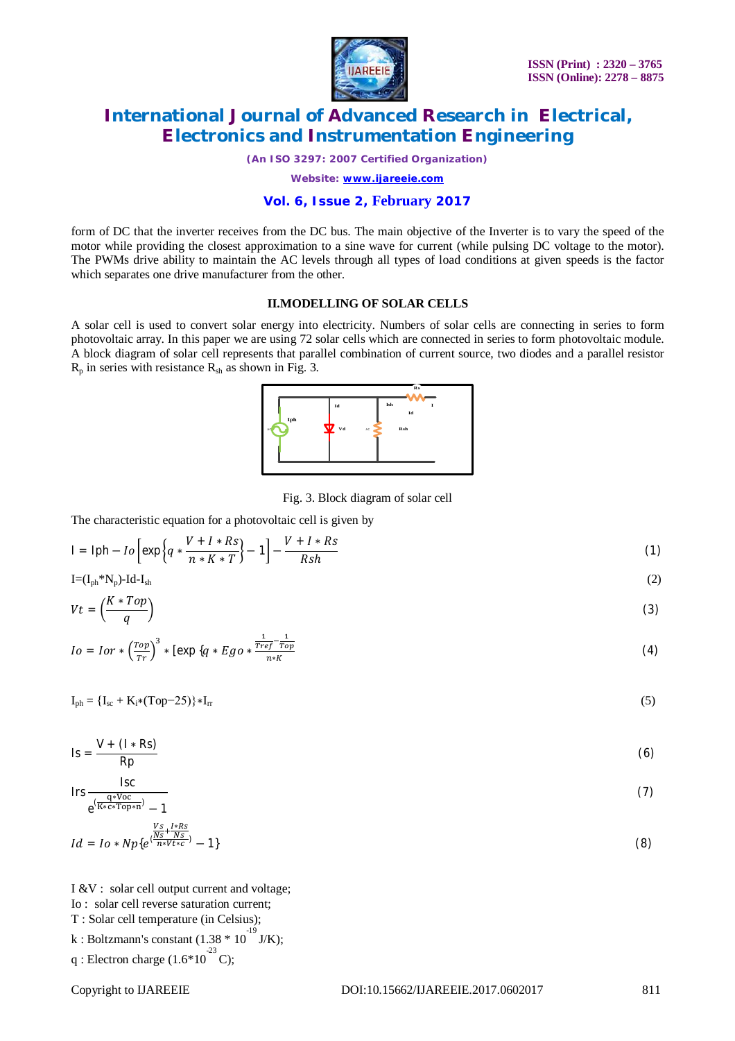form of DC that the inverter receives from the DC bus. The main objective of the Inverter is to vary the speed of the motor while providing the closest approximation to a sine wave for current (while pulsing DC voltage to the motor). The PWMs drive ability to maintain the AC levels through all types of load conditions at given speeds is the factor which separates one drive manufacturer from the other.

## II.MODELLING OF SOLAR CELLS

A solar cell is used to convert solar energy into electricity. Numbers of solar cells are connecting in series to form photovoltaic array. In this paper we are using 72 solar cells which are connected in series to form photovoltaic module. A block diagram of solar cell represents that parallel combination of current source, two diodes and a parallel resistor $R_p$ in series with resistance $R_{sh}$ as shown in Fig. 3.

Fig. 3. Block diagram of solar cell

The characteristic equation for a photovoltaic cell is given by

$$I = Iph - Io\left[\exp\left\{q * \frac{V + I * Rs}{n * K * T}\right\} - 1\right] - \frac{V + I * Rs}{Rsh} \quad (1)$$

$$I = (I_{ph} * N_p) - Id - I_{sh} \quad (2)$$

$$Vt = \left(\frac{K * Top}{q}\right) \quad (3)$$

$$Io = Ior * \left(\frac{Top}{Tr}\right)^3 * [\exp\{q * Ego * \frac{\frac{1}{Tref} - \frac{1}{Top}}{n * K} \quad (4)$$

$$I_{ph} = \{I_{sc} + K_i * (Top - 25)\} * I_{rr} \quad (5)$$

$$Is = \frac{V + (I * Rs)}{Rp} \quad (6)$$

$$Irs \frac{Isc}{e^{\left(\frac{q * Voc}{K * c * Top * n}\right)} - 1} \quad (7)$$

$$Id = Io * Np\{e^{\left(\frac{\frac{Vs}{Ns} + \frac{I * Rs}{Ns}}{n * Vt * c}\right)} - 1\} \quad (8)$$

I &V : solar cell output current and voltage;

Io : solar cell reverse saturation current;

T : Solar cell temperature (in Celsius);

k : Boltzmann's constant ($1.38 * 10^{-19}$ J/K);

q : Electron charge ($1.6*10^{-23}$ C);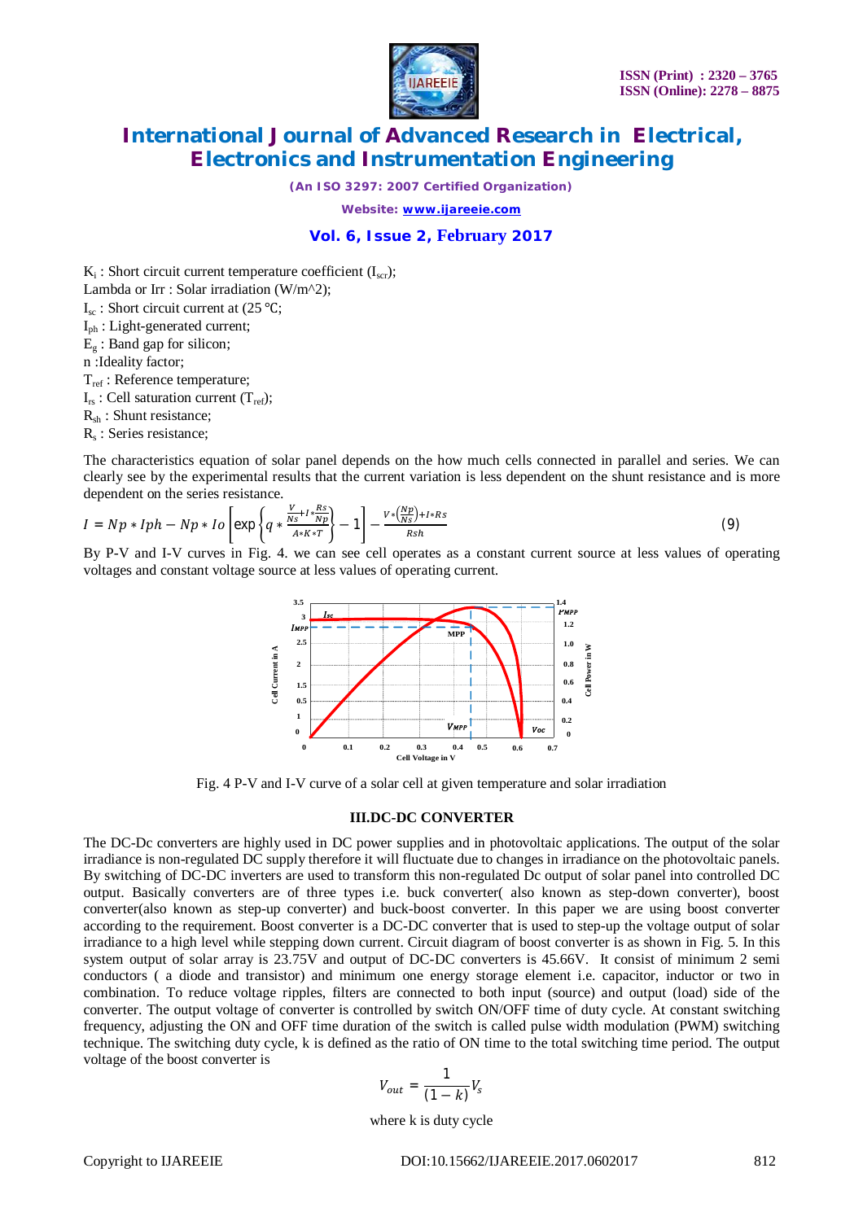$K_i$ : Short circuit current temperature coefficient ($I_{scr}$);

Lambda or Irr : Solar irradiation (W/m^2);

$I_{sc}$ : Short circuit current at (25 ℃;

$I_{ph}$ : Light-generated current;

$E_g$ : Band gap for silicon;

n :Ideality factor;

$T_{ref}$ : Reference temperature;

$I_{rs}$ : Cell saturation current ($T_{ref}$);

$R_{sh}$ : Shunt resistance;

$R_s$ : Series resistance;

The characteristics equation of solar panel depends on the how much cells connected in parallel and series. We can clearly see by the experimental results that the current variation is less dependent on the shunt resistance and is more dependent on the series resistance.

$$I = Np * Iph - Np * Io\left[\exp\left\{q * \frac{\frac{V}{Ns} + I * \frac{Rs}{Np}}{A * K * T}\right\} - 1\right] - \frac{V * \left(\frac{Np}{Ns}\right) + I * Rs}{Rsh} \quad (9)$$

By P-V and I-V curves in Fig. 4. we can see cell operates as a constant current source at less values of operating voltages and constant voltage source at less values of operating current.

Fig. 4 P-V and I-V curve of a solar cell at given temperature and solar irradiation

## III.DC-DC CONVERTER

The DC-Dc converters are highly used in DC power supplies and in photovoltaic applications. The output of the solar irradiance is non-regulated DC supply therefore it will fluctuate due to changes in irradiance on the photovoltaic panels. By switching of DC-DC inverters are used to transform this non-regulated Dc output of solar panel into controlled DC output. Basically converters are of three types i.e. buck converter( also known as step-down converter), boost converter(also known as step-up converter) and buck-boost converter. In this paper we are using boost converter according to the requirement. Boost converter is a DC-DC converter that is used to step-up the voltage output of solar irradiance to a high level while stepping down current. Circuit diagram of boost converter is as shown in Fig. 5. In this system output of solar array is 23.75V and output of DC-DC converters is 45.66V. It consist of minimum 2 semi conductors ( a diode and transistor) and minimum one energy storage element i.e. capacitor, inductor or two in combination. To reduce voltage ripples, filters are connected to both input (source) and output (load) side of the converter. The output voltage of converter is controlled by switch ON/OFF time of duty cycle. At constant switching frequency, adjusting the ON and OFF time duration of the switch is called pulse width modulation (PWM) switching technique. The switching duty cycle, k is defined as the ratio of ON time to the total switching time period. The output voltage of the boost converter is

$$V_{out} = \frac{1}{(1-k)}V_s$$

where k is duty cycle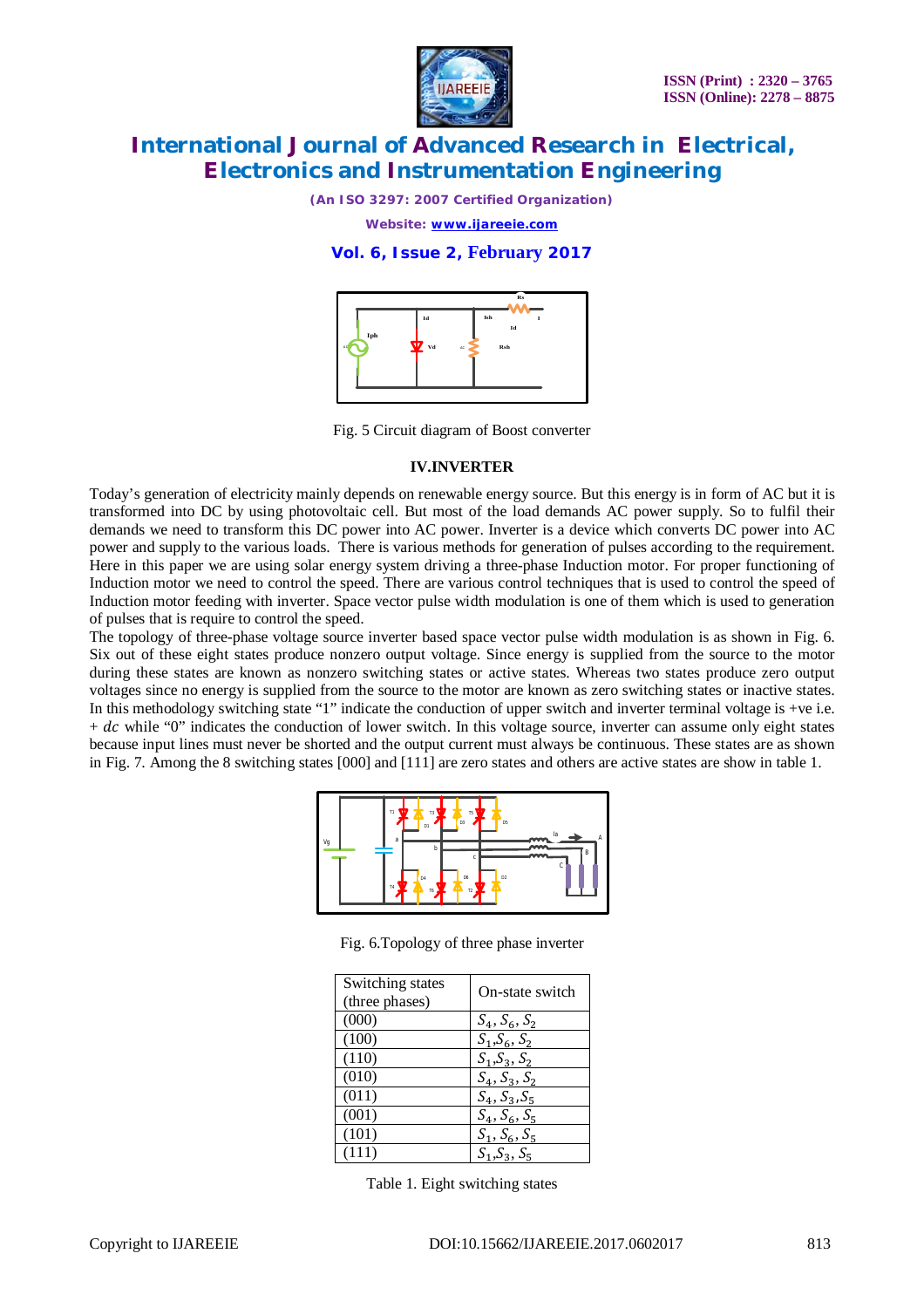Fig. 5 Circuit diagram of Boost converter

### IV.INVERTER

Today's generation of electricity mainly depends on renewable energy source. But this energy is in form of AC but it is transformed into DC by using photovoltaic cell. But most of the load demands AC power supply. So to fulfil their demands we need to transform this DC power into AC power. Inverter is a device which converts DC power into AC power and supply to the various loads. There is various methods for generation of pulses according to the requirement. Here in this paper we are using solar energy system driving a three-phase Induction motor. For proper functioning of Induction motor we need to control the speed. There are various control techniques that is used to control the speed of Induction motor feeding with inverter. Space vector pulse width modulation is one of them which is used to generation of pulses that is require to control the speed.

The topology of three-phase voltage source inverter based space vector pulse width modulation is as shown in Fig. 6. Six out of these eight states produce nonzero output voltage. Since energy is supplied from the source to the motor during these states are known as nonzero switching states or active states. Whereas two states produce zero output voltages since no energy is supplied from the source to the motor are known as zero switching states or inactive states. In this methodology switching state "1" indicate the conduction of upper switch and inverter terminal voltage is +ve i.e. $+\,dc$ while "0" indicates the conduction of lower switch. In this voltage source, inverter can assume only eight states because input lines must never be shorted and the output current must always be continuous. These states are as shown in Fig. 7. Among the 8 switching states [000] and [111] are zero states and others are active states are show in table 1.

Fig. 6.Topology of three phase inverter

| Switching states (three phases) | On-state switch |
|---|---|
| (000) | $S_4, S_6, S_2$ |
| (100) | $S_1, S_6, S_2$ |
| (110) | $S_1, S_3, S_2$ |
| (010) | $S_4, S_3, S_2$ |
| (011) | $S_4, S_3, S_5$ |
| (001) | $S_4, S_6, S_5$ |
| (101) | $S_1, S_6, S_5$ |
| (111) | $S_1, S_3, S_5$ |

Table 1. Eight switching states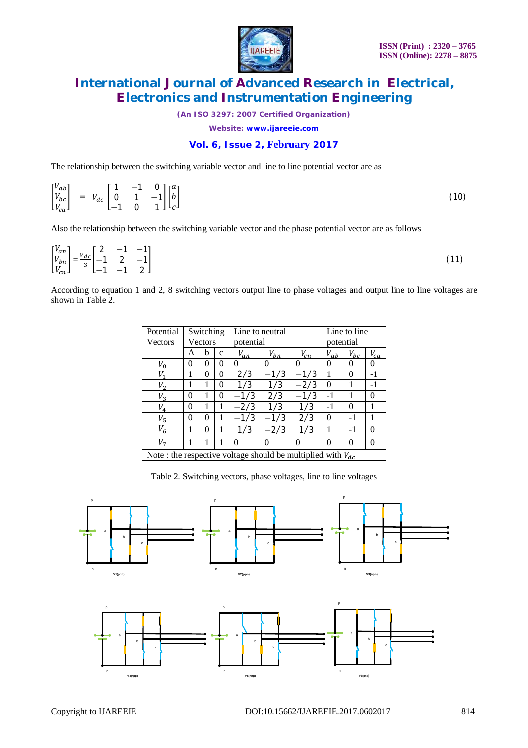The relationship between the switching variable vector and line to line potential vector are as

$$\begin{bmatrix} V_{ab} \\ V_{bc} \\ V_{ca} \end{bmatrix} = V_{dc} \begin{bmatrix} 1 & -1 & 0 \\ 0 & 1 & -1 \\ -1 & 0 & 1 \end{bmatrix} \begin{bmatrix} a \\ b \\ c \end{bmatrix} \tag{10}$$

Also the relationship between the switching variable vector and the phase potential vector are as follows

$$\begin{bmatrix} V_{an} \\ V_{bn} \\ V_{cn} \end{bmatrix} = \frac{V_{dc}}{3} \begin{bmatrix} 2 & -1 & -1 \\ -1 & 2 & -1 \\ -1 & -1 & 2 \end{bmatrix} \tag{11}$$

According to equation 1 and 2, 8 switching vectors output line to phase voltages and output line to line voltages are shown in Table 2.

| Potential Vectors | Switching Vectors | | | Line to neutral potential | | | Line to line potential | | |
|---|---|---|---|---|---|---|---|---|---|
| | A | b | c | $V_{an}$ | $V_{bn}$ | $V_{cn}$ | $V_{ab}$ | $V_{bc}$ | $V_{ca}$ |
| $V_0$ | 0 | 0 | 0 | 0 | 0 | 0 | 0 | 0 | 0 |
| $V_1$ | 1 | 0 | 0 | $2/3$ | $-1/3$ | $-1/3$ | 1 | 0 | -1 |
| $V_2$ | 1 | 1 | 0 | $1/3$ | $1/3$ | $-2/3$ | 0 | 1 | -1 |
| $V_3$ | 0 | 1 | 0 | $-1/3$ | $2/3$ | $-1/3$ | -1 | 1 | 0 |
| $V_4$ | 0 | 1 | 1 | $-2/3$ | $1/3$ | $1/3$ | -1 | 0 | 1 |
| $V_5$ | 0 | 0 | 1 | $-1/3$ | $-1/3$ | $2/3$ | 0 | -1 | 1 |
| $V_6$ | 1 | 0 | 1 | $1/3$ | $-2/3$ | $1/3$ | 1 | -1 | 0 |
| $V_7$ | 1 | 1 | 1 | 0 | 0 | 0 | 0 | 0 | 0 |
| Note : the respective voltage should be multiplied with $V_{dc}$ | | | | | | | | | |

Table 2. Switching vectors, phase voltages, line to line voltages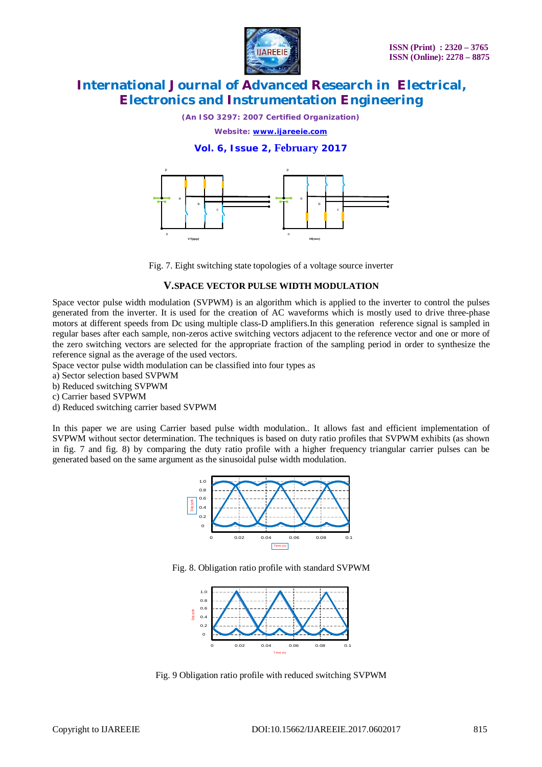Fig. 7. Eight switching state topologies of a voltage source inverter

## V.SPACE VECTOR PULSE WIDTH MODULATION

Space vector pulse width modulation (SVPWM) is an algorithm which is applied to the inverter to control the pulses generated from the inverter. It is used for the creation of AC waveforms which is mostly used to drive three-phase motors at different speeds from Dc using multiple class-D amplifiers.In this generation reference signal is sampled in regular bases after each sample, non-zeros active switching vectors adjacent to the reference vector and one or more of the zero switching vectors are selected for the appropriate fraction of the sampling period in order to synthesize the reference signal as the average of the used vectors.

Space vector pulse width modulation can be classified into four types as

a) Sector selection based SVPWM
b) Reduced switching SVPWM
c) Carrier based SVPWM
d) Reduced switching carrier based SVPWM

In this paper we are using Carrier based pulse width modulation.. It allows fast and efficient implementation of SVPWM without sector determination. The techniques is based on duty ratio profiles that SVPWM exhibits (as shown in fig. 7 and fig. 8) by comparing the duty ratio profile with a higher frequency triangular carrier pulses can be generated based on the same argument as the sinusoidal pulse width modulation.

Fig. 8. Obligation ratio profile with standard SVPWM

Fig. 9 Obligation ratio profile with reduced switching SVPWM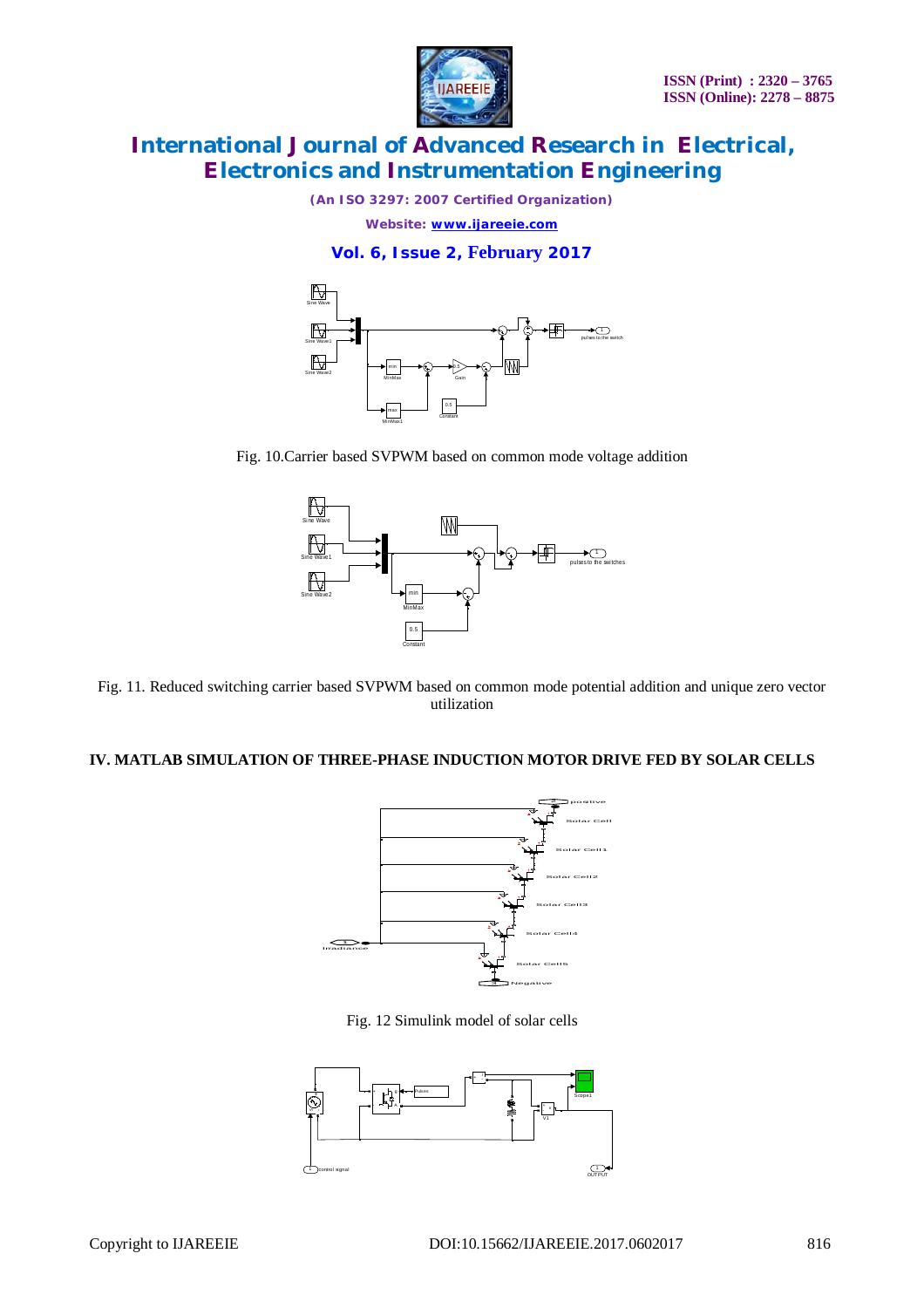Fig. 10.Carrier based SVPWM based on common mode voltage addition

Fig. 11. Reduced switching carrier based SVPWM based on common mode potential addition and unique zero vector utilization

## IV. MATLAB SIMULATION OF THREE-PHASE INDUCTION MOTOR DRIVE FED BY SOLAR CELLS

Fig. 12 Simulink model of solar cells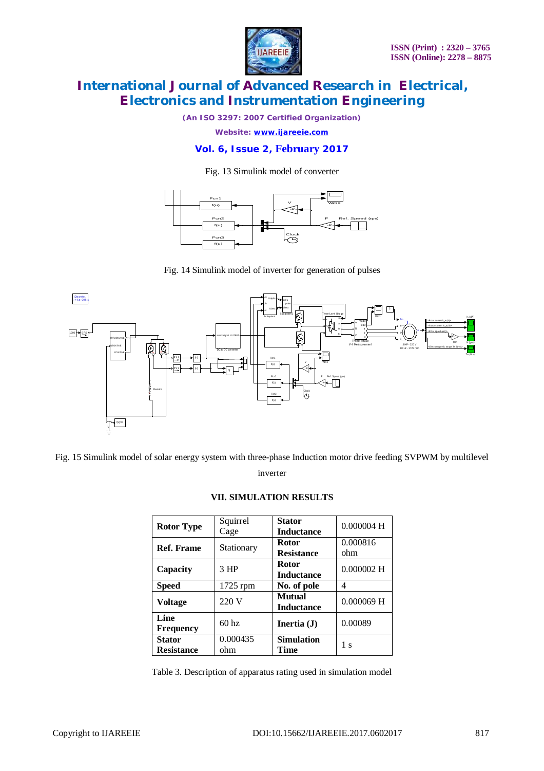Fig. 13 Simulink model of converter

Fig. 14 Simulink model of inverter for generation of pulses

Fig. 15 Simulink model of solar energy system with three-phase Induction motor drive feeding SVPWM by multilevel inverter

## VII. SIMULATION RESULTS

| **Rotor Type** | Squirrel Cage | **Stator Inductance** | 0.000004 H |
|---|---|---|---|
| **Ref. Frame** | Stationary | **Rotor Resistance** | 0.000816 ohm |
| **Capacity** | 3 HP | **Rotor Inductance** | 0.000002 H |
| **Speed** | 1725 rpm | **No. of pole** | 4 |
| **Voltage** | 220 V | **Mutual Inductance** | 0.000069 H |
| **Line Frequency** | 60 hz | **Inertia (J)** | 0.00089 |
| **Stator Resistance** | 0.000435 ohm | **Simulation Time** | 1 s |

Table 3. Description of apparatus rating used in simulation model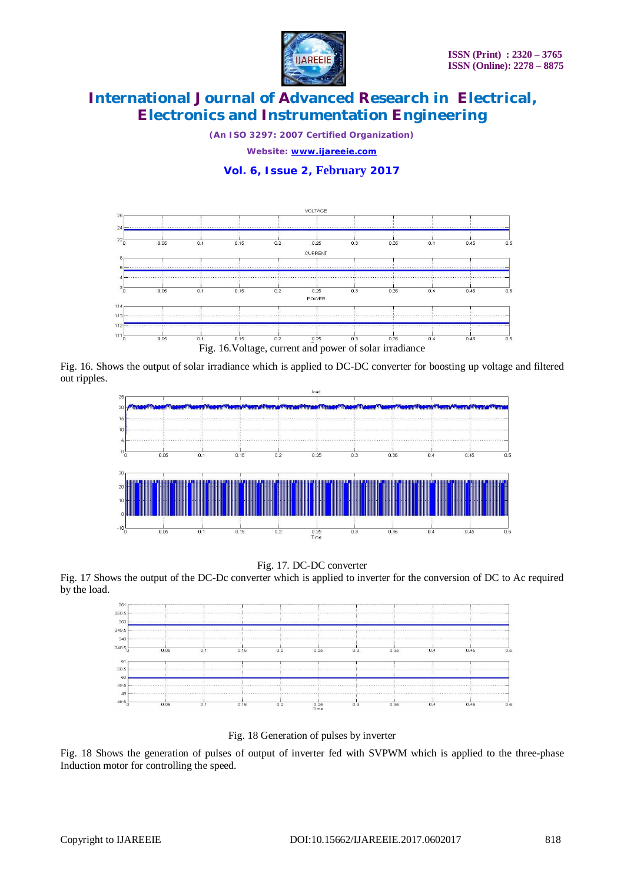Fig. 16.Voltage, current and power of solar irradiance

Fig. 16. Shows the output of solar irradiance which is applied to DC-DC converter for boosting up voltage and filtered out ripples.

Fig. 17. DC-DC converter

Fig. 17 Shows the output of the DC-Dc converter which is applied to inverter for the conversion of DC to Ac required by the load.

Fig. 18 Generation of pulses by inverter

Fig. 18 Shows the generation of pulses of output of inverter fed with SVPWM which is applied to the three-phase Induction motor for controlling the speed.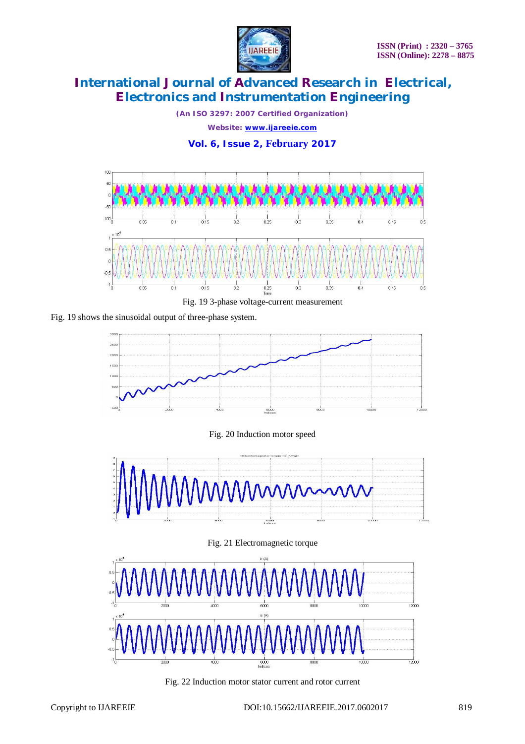Fig. 19 3-phase voltage-current measurement

Fig. 19 shows the sinusoidal output of three-phase system.

Fig. 20 Induction motor speed

Fig. 21 Electromagnetic torque

Fig. 22 Induction motor stator current and rotor current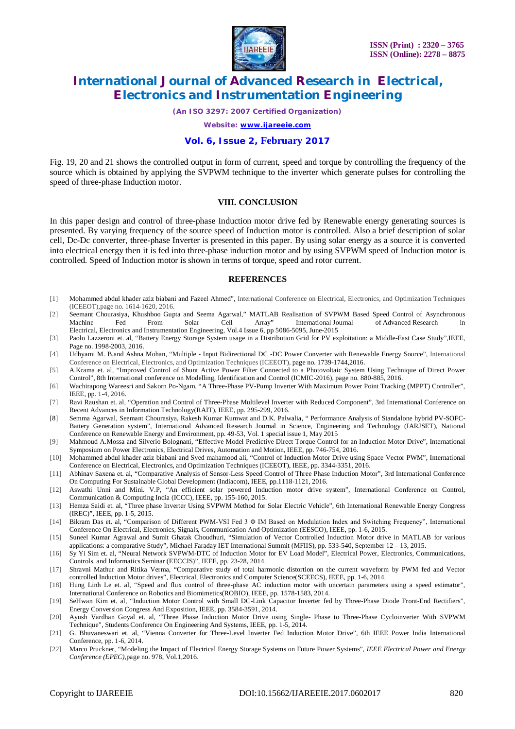Fig. 19, 20 and 21 shows the controlled output in form of current, speed and torque by controlling the frequency of the source which is obtained by applying the SVPWM technique to the inverter which generate pulses for controlling the speed of three-phase Induction motor.

## VIII. CONCLUSION

In this paper design and control of three-phase Induction motor drive fed by Renewable energy generating sources is presented. By varying frequency of the source speed of Induction motor is controlled. Also a brief description of solar cell, Dc-Dc converter, three-phase Inverter is presented in this paper. By using solar energy as a source it is converted into electrical energy then it is fed into three-phase induction motor and by using SVPWM speed of Induction motor is controlled. Speed of Induction motor is shown in terms of torque, speed and rotor current.

## REFERENCES

[1] Mohammed abdul khader aziz biabani and Fazeel Ahmed", International Conference on Electrical, Electronics, and Optimization Techniques (ICEEOT),page no. 1614-1620, 2016.

[2] Seemant Chourasiya, Khushboo Gupta and Seema Agarwal," MATLAB Realisation of SVPWM Based Speed Control of Asynchronous Machine Fed From Solar Cell Array" International Journal of Advanced Research in Electrical, Electronics and Instrumentation Engineering, Vol.4 Issue 6, pp 5086-5095, June-2015

[3] Paolo Lazzeroni et. al, "Battery Energy Storage System usage in a Distribution Grid for PV exploitation: a Middle-East Case Study",IEEE, Page no. 1998-2003, 2016.

[4] Udhyami M. B.and Ashna Mohan, "Multiple - Input Bidirectional DC -DC Power Converter with Renewable Energy Source", International Conference on Electrical, Electronics, and Optimization Techniques (ICEEOT), page no. 1739-1744,2016.

[5] A.Krama et. al, "Improved Control of Shunt Active Power Filter Connected to a Photovoltaic System Using Technique of Direct Power Control", 8th International conference on Modelling, Identification and Control (ICMIC-2016), page no. 880-885, 2016.

[6] Wachirapong Wareesri and Sakorn Po-Ngam, "A Three-Phase PV-Pump Inverter With Maximum Power Point Tracking (MPPT) Controller", IEEE, pp. 1-4, 2016.

[7] Ravi Raushan et. al, "Operation and Control of Three-Phase Multilevel Inverter with Reduced Component", 3rd International Conference on Recent Advances in Information Technology(RAIT), IEEE, pp. 295-299, 2016.

[8] Semma Agarwal, Seemant Chourasiya, Rakesh Kumar Kumwat and D.K. Palwalia, " Performance Analysis of Standalone hybrid PV-SOFC-Battery Generation system", International Advanced Research Journal in Science, Engineering and Technology (IARJSET), National Conference on Renewable Energy and Environment, pp. 49-53, Vol. 1 special issue 1, May 2015

[9] Mahmoud A.Mossa and Silverio Bolognani, "Effective Model Predictive Direct Torque Control for an Induction Motor Drive", International Symposium on Power Electronics, Electrical Drives, Automation and Motion, IEEE, pp. 746-754, 2016.

[10] Mohammed abdul khader aziz biabani and Syed mahamood ali, "Control of Induction Motor Drive using Space Vector PWM", International Conference on Electrical, Electronics, and Optimization Techniques (ICEEOT), IEEE, pp. 3344-3351, 2016.

[11] Abhinav Saxena et. al, "Comparative Analysis of Sensor-Less Speed Control of Three Phase Induction Motor", 3rd International Conference On Computing For Sustainable Global Development (Indiacom), IEEE, pp.1118-1121, 2016.

[12] Aswathi Unni and Mini. V.P, "An efficient solar powered Induction motor drive system", International Conference on Control, Communication & Computing India (ICCC), IEEE, pp. 155-160, 2015.

[13] Hemza Saidi et. al, "Three phase Inverter Using SVPWM Method for Solar Electric Vehicle", 6th International Renewable Energy Congress (IREC)", IEEE, pp. 1-5, 2015.

[14] Bikram Das et. al, "Comparison of Different PWM-VSI Fed 3 Φ IM Based on Modulation Index and Switching Frequency", International Conference On Electrical, Electronics, Signals, Communication And Optimization (EESCO), IEEE, pp. 1-6, 2015.

[15] Suneel Kumar Agrawal and Sumit Ghatak Choudhuri, "Simulation of Vector Controlled Induction Motor drive in MATLAB for various applications: a comparative Study", Michael Faraday IET International Summit (MFIIS), pp. 533-540, September 12 – 13, 2015.

[16] Sy Yi Sim et. al, "Neural Network SVPWM-DTC of Induction Motor for EV Load Model", Electrical Power, Electronics, Communications, Controls, and Informatics Seminar (EECCIS)", IEEE, pp. 23-28, 2014.

[17] Shravni Mathur and Ritika Verma, "Comparative study of total harmonic distortion on the current waveform by PWM fed and Vector controlled Induction Motor drives", Electrical, Electronics and Computer Science(SCEECS), IEEE, pp. 1-6, 2014.

[18] Hung Linh Le et. al, "Speed and flux control of three-phase AC induction motor with uncertain parameters using a speed estimator", International Conference on Robotics and Biomimetics(ROBIO), IEEE, pp. 1578-1583, 2014.

[19] SeHwan Kim et. al, "Induction Motor Control with Small DC-Link Capacitor Inverter fed by Three-Phase Diode Front-End Rectifiers", Energy Conversion Congress And Exposition, IEEE, pp. 3584-3591, 2014.

[20] Ayush Vardhan Goyal et. al, "Three Phase Induction Motor Drive using Single- Phase to Three-Phase Cycloinverter With SVPWM Technique", Students Conference On Engineering And Systems, IEEE, pp. 1-5, 2014.

[21] G. Bhuvaneswari et. al, "Vienna Converter for Three-Level Inverter Fed Induction Motor Drive", 6th IEEE Power India International Conference, pp. 1-6, 2014.

[22] Marco Pruckner, "Modeling the Impact of Electrical Energy Storage Systems on Future Power Systems", *IEEE Electrical Power and Energy Conference (EPEC)*,page no. 978, Vol.1,2016.